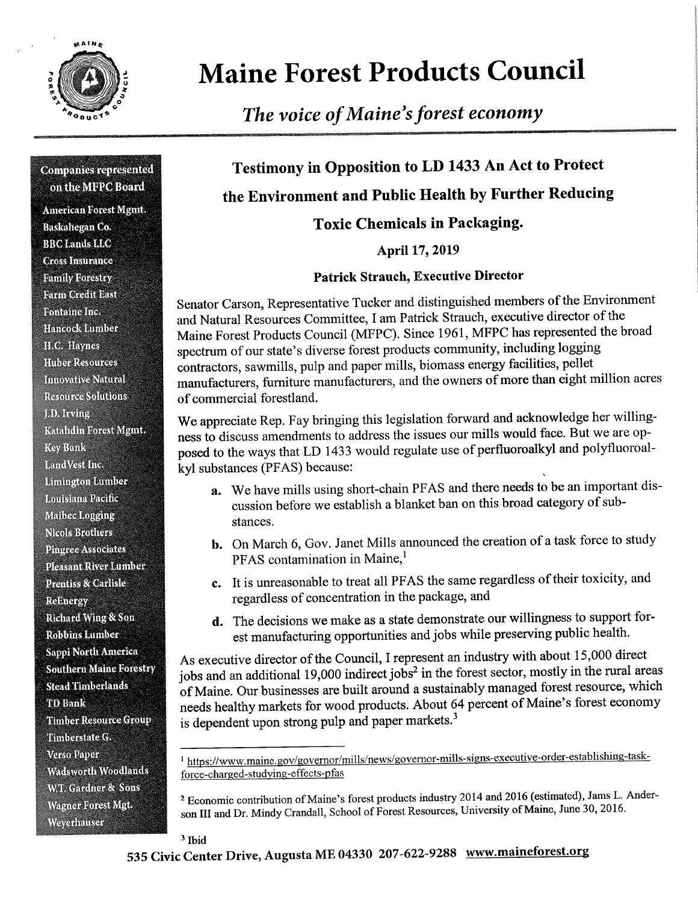# Maine Forest Products Council

*The voice of Maine's forest economy*

**Companies represented on the MFPC Board**

American Forest Mgmt.
Baskahegan Co.
BBC Lands LLC
Cross Insurance
Family Forestry
Farm Credit East
Fontaine Inc.
Hancock Lumber
H.C. Haynes
Huber Resources
Innovative Natural Resource Solutions
J.D. Irving
Katahdin Forest Mgmt.
Key Bank
LandVest Inc.
Limington Lumber
Louisiana Pacific
Maibec Logging
Nicols Brothers
Pingree Associates
Pleasant River Lumber
Prentiss & Carlisle
ReEnergy
Richard Wing & Son
Robbins Lumber
Sappi North America
Southern Maine Forestry
Stead Timberlands
TD Bank
Timber Resource Group
Timberstate G.
Verso Paper
Wadsworth Woodlands
W.T. Gardner & Sons
Wagner Forest Mgt.
Weyerhauser

## Testimony in Opposition to LD 1433 An Act to Protect the Environment and Public Health by Further Reducing Toxic Chemicals in Packaging.

**April 17, 2019**

**Patrick Strauch, Executive Director**

Senator Carson, Representative Tucker and distinguished members of the Environment and Natural Resources Committee, I am Patrick Strauch, executive director of the Maine Forest Products Council (MFPC). Since 1961, MFPC has represented the broad spectrum of our state's diverse forest products community, including logging contractors, sawmills, pulp and paper mills, biomass energy facilities, pellet manufacturers, furniture manufacturers, and the owners of more than eight million acres of commercial forestland.

We appreciate Rep. Fay bringing this legislation forward and acknowledge her willingness to discuss amendments to address the issues our mills would face. But we are opposed to the ways that LD 1433 would regulate use of perfluoroalkyl and polyfluoroalkyl substances (PFAS) because:

- **a.** We have mills using short-chain PFAS and there needs to be an important discussion before we establish a blanket ban on this broad category of substances.
- **b.** On March 6, Gov. Janet Mills announced the creation of a task force to study PFAS contamination in Maine,[1]
- **c.** It is unreasonable to treat all PFAS the same regardless of their toxicity, and regardless of concentration in the package, and
- **d.** The decisions we make as a state demonstrate our willingness to support forest manufacturing opportunities and jobs while preserving public health.

As executive director of the Council, I represent an industry with about 15,000 direct jobs and an additional 19,000 indirect jobs[2] in the forest sector, mostly in the rural areas of Maine. Our businesses are built around a sustainably managed forest resource, which needs healthy markets for wood products. About 64 percent of Maine's forest economy is dependent upon strong pulp and paper markets.[3]

---

[1] https://www.maine.gov/governor/mills/news/governor-mills-signs-executive-order-establishing-task-force-charged-studying-effects-pfas

[2] Economic contribution of Maine's forest products industry 2014 and 2016 (estimated), Jams L. Anderson III and Dr. Mindy Crandall, School of Forest Resources, University of Maine, June 30, 2016.

[3] Ibid

535 Civic Center Drive, Augusta ME 04330 207-622-9288 www.maineforest.org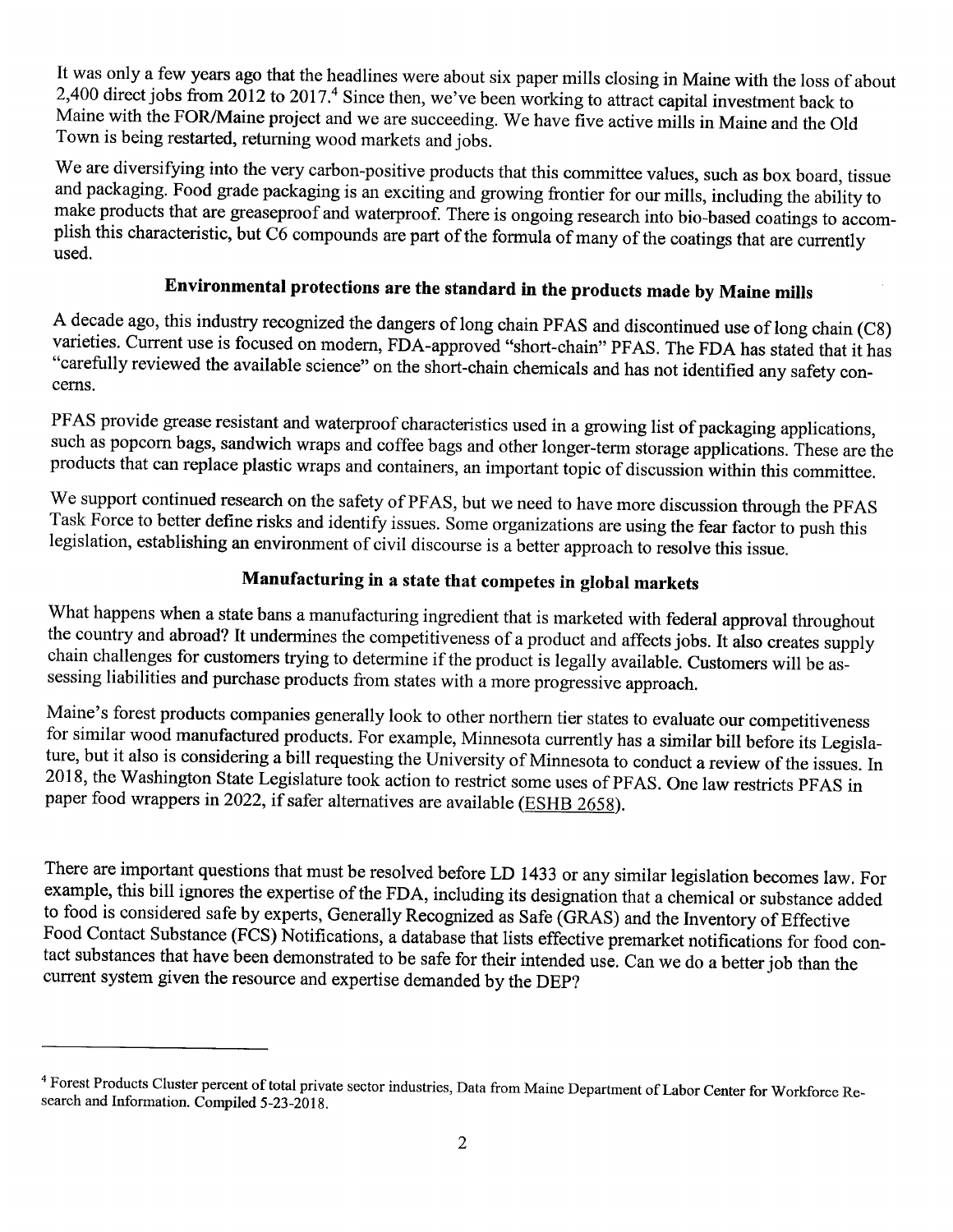It was only a few years ago that the headlines were about six paper mills closing in Maine with the loss of about 2,400 direct jobs from 2012 to 2017.[4] Since then, we've been working to attract capital investment back to Maine with the FOR/Maine project and we are succeeding. We have five active mills in Maine and the Old Town is being restarted, returning wood markets and jobs.

We are diversifying into the very carbon-positive products that this committee values, such as box board, tissue and packaging. Food grade packaging is an exciting and growing frontier for our mills, including the ability to make products that are greaseproof and waterproof. There is ongoing research into bio-based coatings to accomplish this characteristic, but C6 compounds are part of the formula of many of the coatings that are currently used.

## Environmental protections are the standard in the products made by Maine mills

A decade ago, this industry recognized the dangers of long chain PFAS and discontinued use of long chain (C8) varieties. Current use is focused on modern, FDA-approved "short-chain" PFAS. The FDA has stated that it has "carefully reviewed the available science" on the short-chain chemicals and has not identified any safety concerns.

PFAS provide grease resistant and waterproof characteristics used in a growing list of packaging applications, such as popcorn bags, sandwich wraps and coffee bags and other longer-term storage applications. These are the products that can replace plastic wraps and containers, an important topic of discussion within this committee.

We support continued research on the safety of PFAS, but we need to have more discussion through the PFAS Task Force to better define risks and identify issues. Some organizations are using the fear factor to push this legislation, establishing an environment of civil discourse is a better approach to resolve this issue.

## Manufacturing in a state that competes in global markets

What happens when a state bans a manufacturing ingredient that is marketed with federal approval throughout the country and abroad? It undermines the competitiveness of a product and affects jobs. It also creates supply chain challenges for customers trying to determine if the product is legally available. Customers will be assessing liabilities and purchase products from states with a more progressive approach.

Maine's forest products companies generally look to other northern tier states to evaluate our competitiveness for similar wood manufactured products. For example, Minnesota currently has a similar bill before its Legislature, but it also is considering a bill requesting the University of Minnesota to conduct a review of the issues. In 2018, the Washington State Legislature took action to restrict some uses of PFAS. One law restricts PFAS in paper food wrappers in 2022, if safer alternatives are available (ESHB 2658).

There are important questions that must be resolved before LD 1433 or any similar legislation becomes law. For example, this bill ignores the expertise of the FDA, including its designation that a chemical or substance added to food is considered safe by experts, Generally Recognized as Safe (GRAS) and the Inventory of Effective Food Contact Substance (FCS) Notifications, a database that lists effective premarket notifications for food contact substances that have been demonstrated to be safe for their intended use. Can we do a better job than the current system given the resource and expertise demanded by the DEP?

---

[4] Forest Products Cluster percent of total private sector industries, Data from Maine Department of Labor Center for Workforce Research and Information. Compiled 5-23-2018.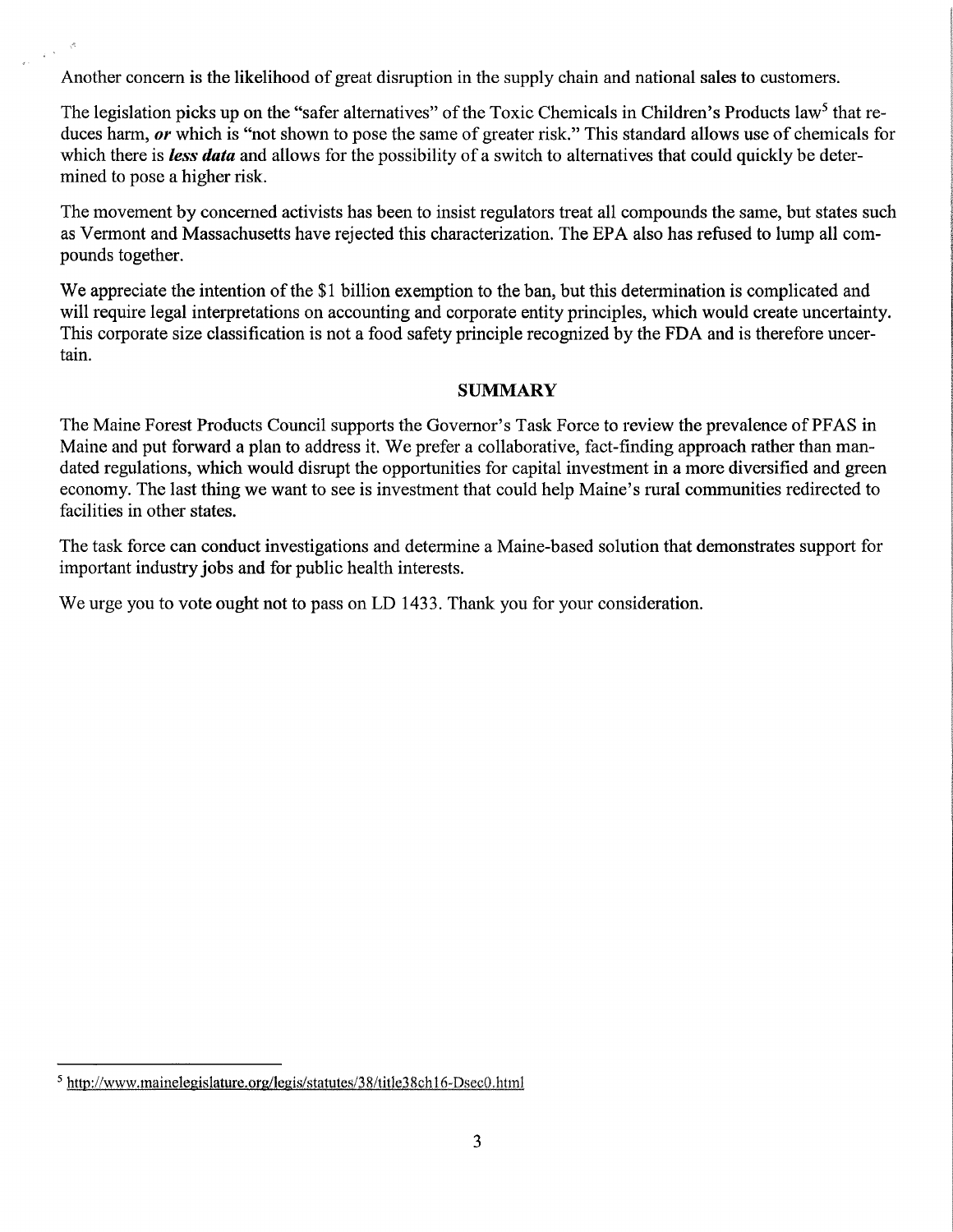Another concern is the likelihood of great disruption in the supply chain and national sales to customers.

The legislation picks up on the "safer alternatives" of the Toxic Chemicals in Children's Products law[5] that reduces harm, ***or*** which is "not shown to pose the same of greater risk." This standard allows use of chemicals for which there is ***less data*** and allows for the possibility of a switch to alternatives that could quickly be determined to pose a higher risk.

The movement by concerned activists has been to insist regulators treat all compounds the same, but states such as Vermont and Massachusetts have rejected this characterization. The EPA also has refused to lump all compounds together.

We appreciate the intention of the $1 billion exemption to the ban, but this determination is complicated and will require legal interpretations on accounting and corporate entity principles, which would create uncertainty. This corporate size classification is not a food safety principle recognized by the FDA and is therefore uncertain.

## SUMMARY

The Maine Forest Products Council supports the Governor's Task Force to review the prevalence of PFAS in Maine and put forward a plan to address it. We prefer a collaborative, fact-finding approach rather than mandated regulations, which would disrupt the opportunities for capital investment in a more diversified and green economy. The last thing we want to see is investment that could help Maine's rural communities redirected to facilities in other states.

The task force can conduct investigations and determine a Maine-based solution that demonstrates support for important industry jobs and for public health interests.

We urge you to vote ought not to pass on LD 1433. Thank you for your consideration.

---

[5] http://www.mainelegislature.org/legis/statutes/38/title38ch16-Dsec0.html